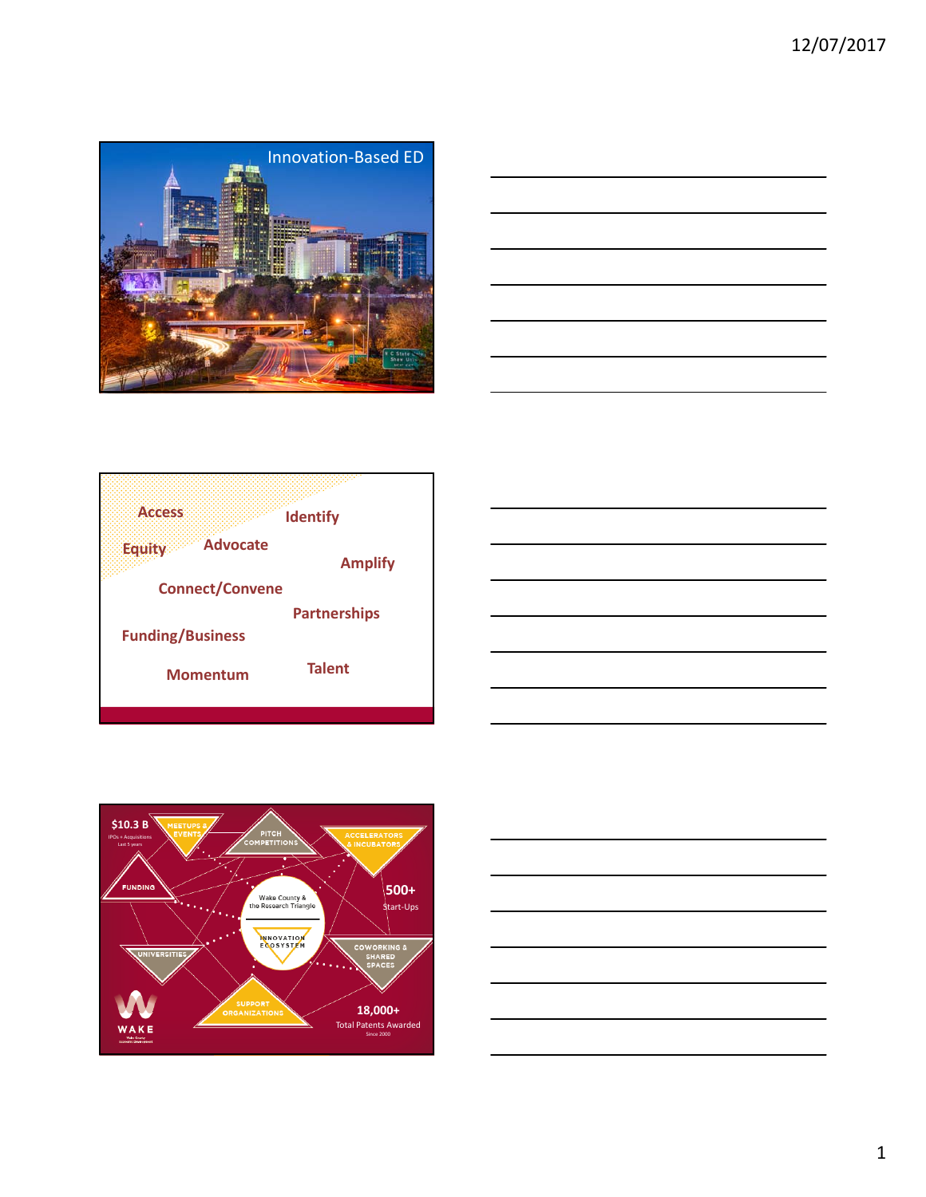## Innovation-Based ED

Access

Identify

Equity

Advocate

Amplify

Connect/Convene

Partnerships

Funding/Business

Momentum

Talent

$10.3 B
IPOs + Acquisitions
Last 5 years

MEETUPS & EVENTS

PITCH COMPETITIONS

ACCELERATORS & INCUBATORS

FUNDING

Wake County & the Research Triangle

INNOVATION ECOSYSTEM

500+
Start-Ups

UNIVERSITIES

COWORKING & SHARED SPACES

SUPPORT ORGANIZATIONS

18,000+
Total Patents Awarded
Since 2000

WAKE
Wake County Economic Development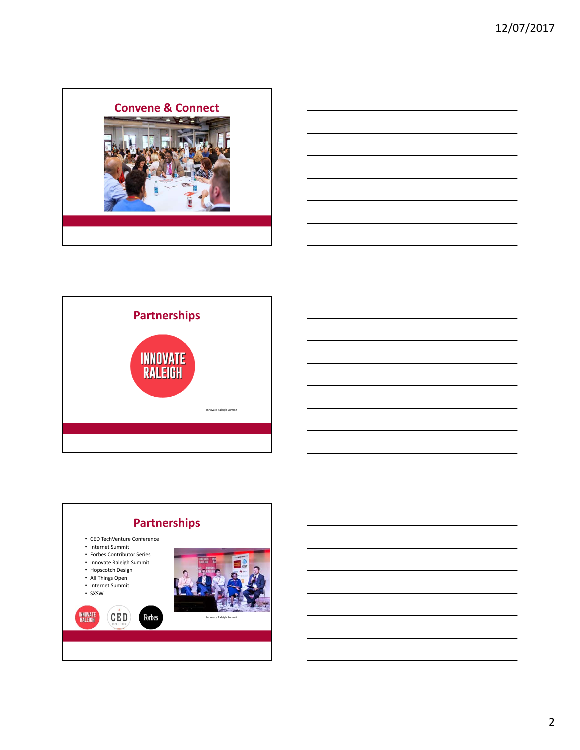## Convene & Connect

## Partnerships

INNOVATE RALEIGH

Innovate Raleigh Summit

## Partnerships

- CED TechVenture Conference
- Internet Summit
- Forbes Contributor Series
- Innovate Raleigh Summit
- Hopscotch Design
- All Things Open
- Internet Summit
- SXSW

Innovate Raleigh Summit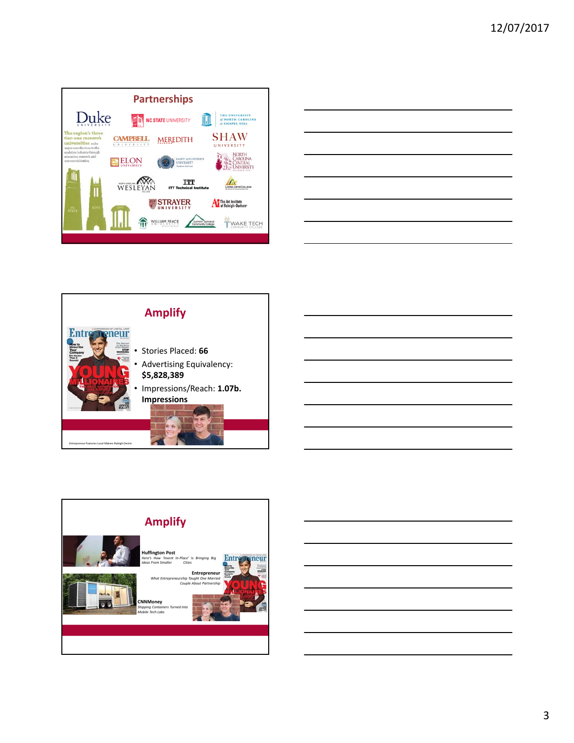## Partnerships

Duke University, NC State University, The University of North Carolina at Chapel Hill, Campbell University, Meredith College, Shaw University, Elon University, Saint Augustine's University, North Carolina Central University, North Carolina Wesleyan College, ITT Technical Institute, Living Arts College, Strayer University, The Art Institute of Raleigh-Durham, William Peace University, Durham Technical Community College, Wake Tech Community College

The region's three tier-one research universities make major contributions to the analytics industry through education, research and commercialization.

## Amplify

- Stories Placed: **66**
- Advertising Equivalency: **$5,828,389**
- Impressions/Reach: **1.07b. Impressions**

*Entrepreneur* Features Local Makers Raleigh Denim

## Amplify

**Huffington Post**
*Here's How 'Invent In-Place' Is Bringing Big Ideas From Smaller Cities*

**Entrepreneur**
*What Entrepreneurship Taught One Married Couple About Partnership*

**CNNMoney**
*Shipping Containers Turned Into Mobile Tech Labs*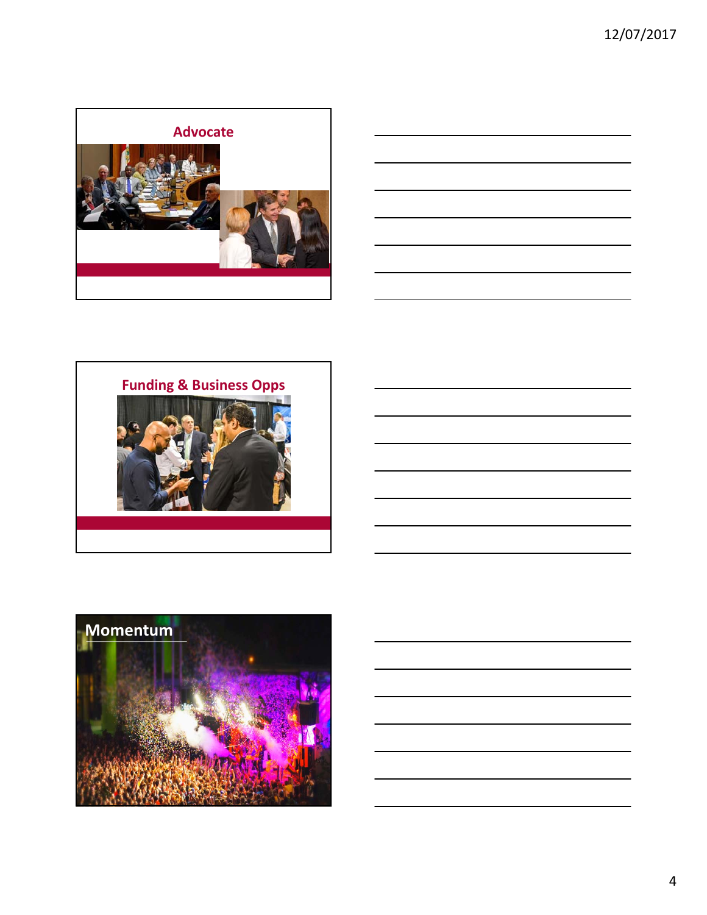## Advocate

## Funding & Business Opps

## Momentum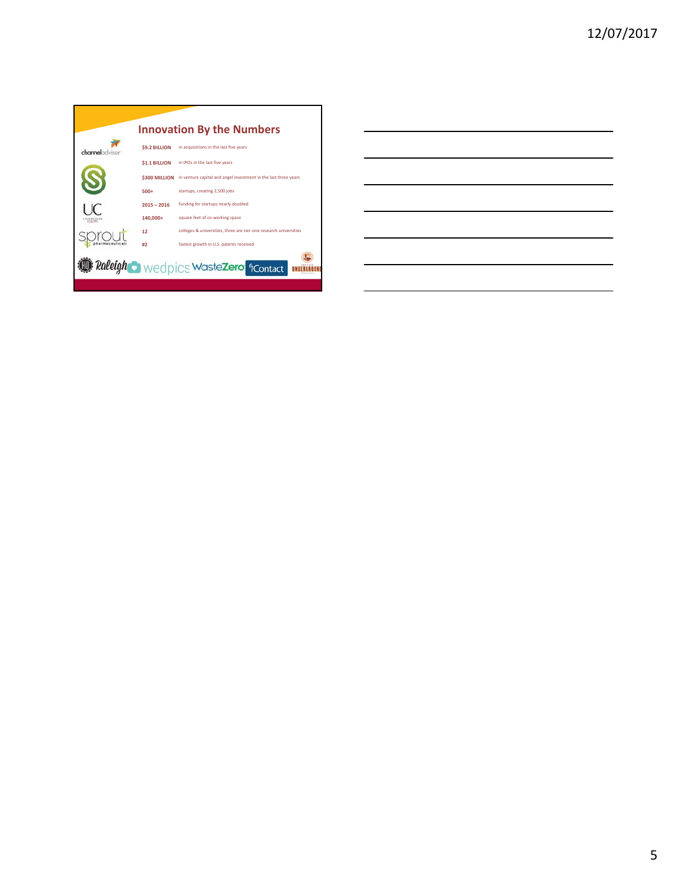## Innovation By the Numbers

| | |
|---|---|
| **$9.2 BILLION** | in acquisitions in the last five years |
| **$1.1 BILLION** | in IPOs in the last five years |
| **$300 MILLION** | in venture capital and angel investment in the last three years |
| **500+** | startups, creating 2,500 jobs |
| **2015 – 2016** | funding for startups nearly doubled |
| **140,000+** | square feet of co-working space |
| **12** | colleges & universities, three are tier-one research universities |
| **#2** | fastest growth in U.S. patents received |